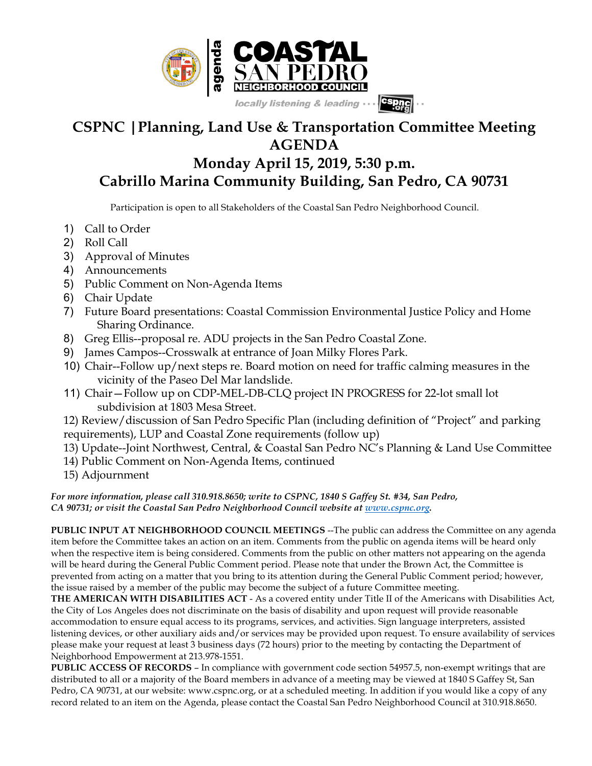agenda

**COASTAL SAN PEDRO NEIGHBORHOOD COUNCIL**

*locally listening & leading* ··· cspnc.org ··

# CSPNC |Planning, Land Use & Transportation Committee Meeting AGENDA

## Monday April 15, 2019, 5:30 p.m.

## Cabrillo Marina Community Building, San Pedro, CA 90731

Participation is open to all Stakeholders of the Coastal San Pedro Neighborhood Council.

1) Call to Order
2) Roll Call
3) Approval of Minutes
4) Announcements
5) Public Comment on Non-Agenda Items
6) Chair Update
7) Future Board presentations: Coastal Commission Environmental Justice Policy and Home Sharing Ordinance.
8) Greg Ellis--proposal re. ADU projects in the San Pedro Coastal Zone.
9) James Campos--Crosswalk at entrance of Joan Milky Flores Park.
10) Chair--Follow up/next steps re. Board motion on need for traffic calming measures in the vicinity of the Paseo Del Mar landslide.
11) Chair—Follow up on CDP-MEL-DB-CLQ project IN PROGRESS for 22-lot small lot subdivision at 1803 Mesa Street.
12) Review/discussion of San Pedro Specific Plan (including definition of "Project" and parking requirements), LUP and Coastal Zone requirements (follow up)
13) Update--Joint Northwest, Central, & Coastal San Pedro NC's Planning & Land Use Committee
14) Public Comment on Non-Agenda Items, continued
15) Adjournment

***For more information, please call 310.918.8650; write to CSPNC, 1840 S Gaffey St. #34, San Pedro, CA 90731; or visit the Coastal San Pedro Neighborhood Council website at [www.cspnc.org](http://www.cspnc.org).***

**PUBLIC INPUT AT NEIGHBORHOOD COUNCIL MEETINGS** --The public can address the Committee on any agenda item before the Committee takes an action on an item. Comments from the public on agenda items will be heard only when the respective item is being considered. Comments from the public on other matters not appearing on the agenda will be heard during the General Public Comment period. Please note that under the Brown Act, the Committee is prevented from acting on a matter that you bring to its attention during the General Public Comment period; however, the issue raised by a member of the public may become the subject of a future Committee meeting.

**THE AMERICAN WITH DISABILITIES ACT** - As a covered entity under Title II of the Americans with Disabilities Act, the City of Los Angeles does not discriminate on the basis of disability and upon request will provide reasonable accommodation to ensure equal access to its programs, services, and activities. Sign language interpreters, assisted listening devices, or other auxiliary aids and/or services may be provided upon request. To ensure availability of services please make your request at least 3 business days (72 hours) prior to the meeting by contacting the Department of Neighborhood Empowerment at 213.978-1551.

**PUBLIC ACCESS OF RECORDS** – In compliance with government code section 54957.5, non-exempt writings that are distributed to all or a majority of the Board members in advance of a meeting may be viewed at 1840 S Gaffey St, San Pedro, CA 90731, at our website: www.cspnc.org, or at a scheduled meeting. In addition if you would like a copy of any record related to an item on the Agenda, please contact the Coastal San Pedro Neighborhood Council at 310.918.8650.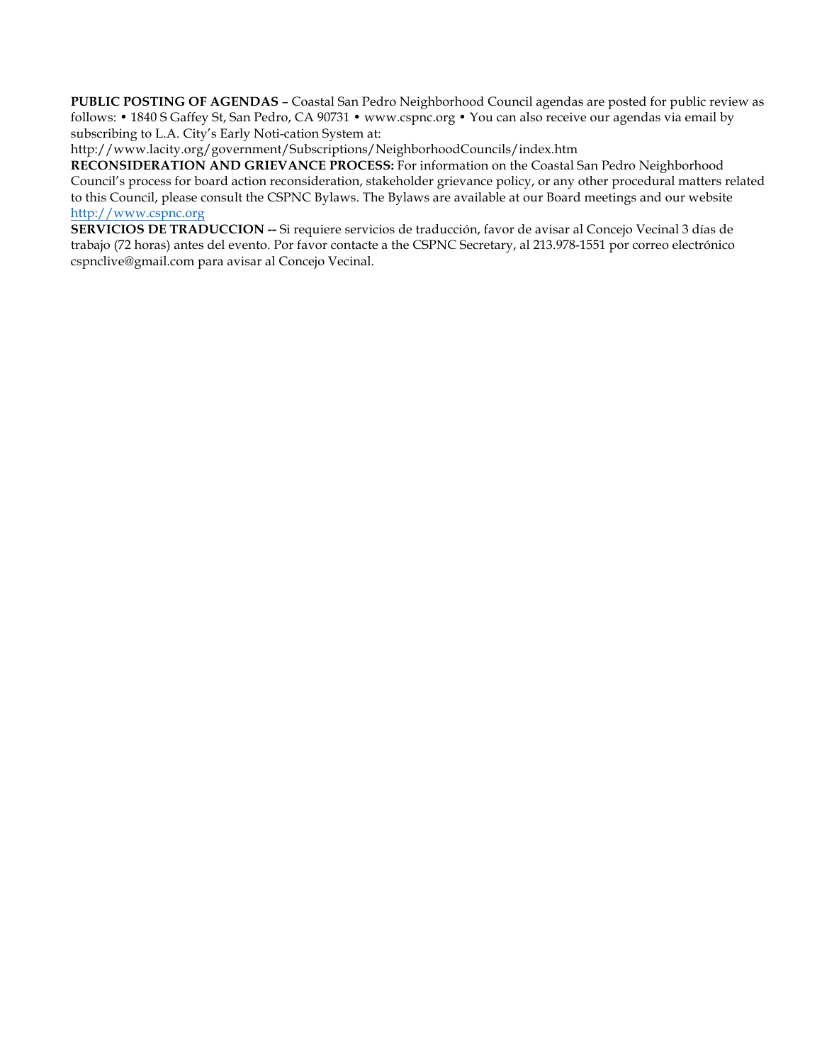**PUBLIC POSTING OF AGENDAS** – Coastal San Pedro Neighborhood Council agendas are posted for public review as follows: • 1840 S Gaffey St, San Pedro, CA 90731 • www.cspnc.org • You can also receive our agendas via email by subscribing to L.A. City's Early Noti-cation System at:
http://www.lacity.org/government/Subscriptions/NeighborhoodCouncils/index.htm

**RECONSIDERATION AND GRIEVANCE PROCESS:** For information on the Coastal San Pedro Neighborhood Council's process for board action reconsideration, stakeholder grievance policy, or any other procedural matters related to this Council, please consult the CSPNC Bylaws. The Bylaws are available at our Board meetings and our website http://www.cspnc.org

**SERVICIOS DE TRADUCCION --** Si requiere servicios de traducción, favor de avisar al Concejo Vecinal 3 días de trabajo (72 horas) antes del evento. Por favor contacte a the CSPNC Secretary, al 213.978-1551 por correo electrónico cspnclive@gmail.com para avisar al Concejo Vecinal.